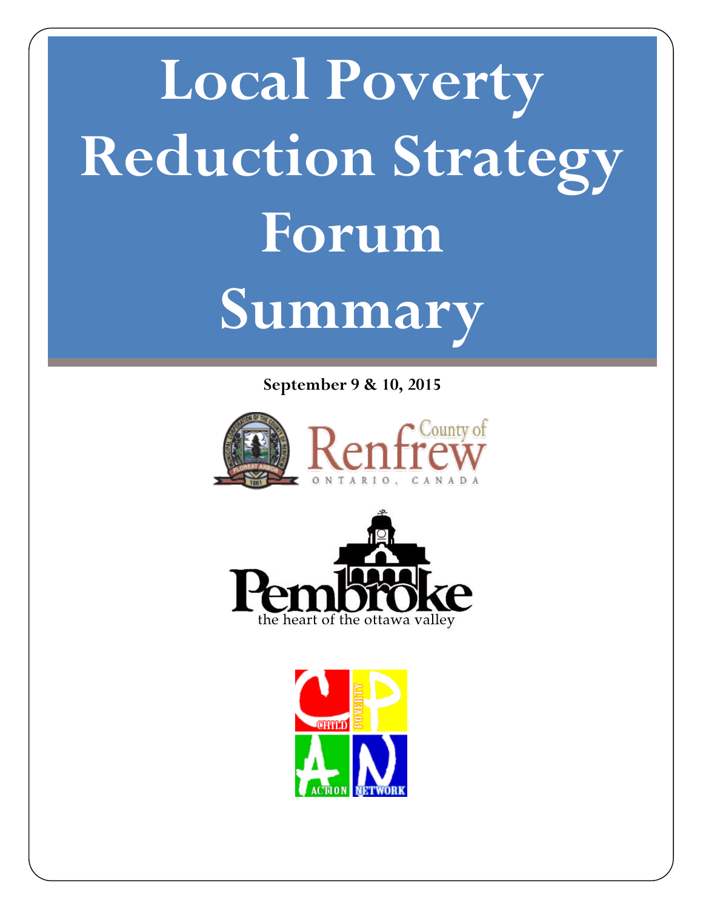# Local Poverty Reduction Strategy Forum Summary

**September 9 & 10, 2015**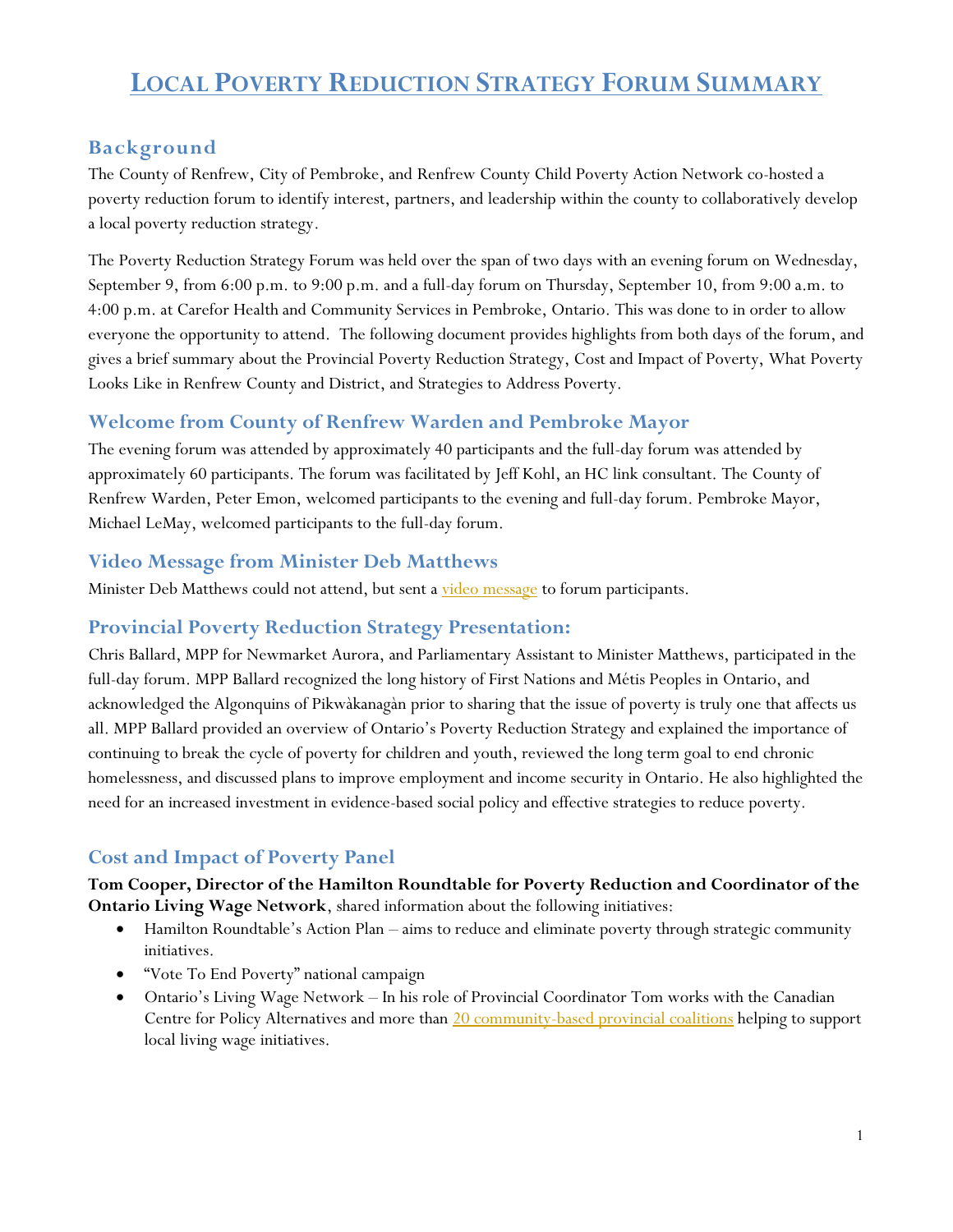# LOCAL POVERTY REDUCTION STRATEGY FORUM SUMMARY

## Background

The County of Renfrew, City of Pembroke, and Renfrew County Child Poverty Action Network co-hosted a poverty reduction forum to identify interest, partners, and leadership within the county to collaboratively develop a local poverty reduction strategy.

The Poverty Reduction Strategy Forum was held over the span of two days with an evening forum on Wednesday, September 9, from 6:00 p.m. to 9:00 p.m. and a full-day forum on Thursday, September 10, from 9:00 a.m. to 4:00 p.m. at Carefor Health and Community Services in Pembroke, Ontario. This was done to in order to allow everyone the opportunity to attend. The following document provides highlights from both days of the forum, and gives a brief summary about the Provincial Poverty Reduction Strategy, Cost and Impact of Poverty, What Poverty Looks Like in Renfrew County and District, and Strategies to Address Poverty.

## Welcome from County of Renfrew Warden and Pembroke Mayor

The evening forum was attended by approximately 40 participants and the full-day forum was attended by approximately 60 participants. The forum was facilitated by Jeff Kohl, an HC link consultant. The County of Renfrew Warden, Peter Emon, welcomed participants to the evening and full-day forum. Pembroke Mayor, Michael LeMay, welcomed participants to the full-day forum.

## Video Message from Minister Deb Matthews

Minister Deb Matthews could not attend, but sent a video message to forum participants.

## Provincial Poverty Reduction Strategy Presentation:

Chris Ballard, MPP for Newmarket Aurora, and Parliamentary Assistant to Minister Matthews, participated in the full-day forum. MPP Ballard recognized the long history of First Nations and Métis Peoples in Ontario, and acknowledged the Algonquins of Pikwàkanagàn prior to sharing that the issue of poverty is truly one that affects us all. MPP Ballard provided an overview of Ontario's Poverty Reduction Strategy and explained the importance of continuing to break the cycle of poverty for children and youth, reviewed the long term goal to end chronic homelessness, and discussed plans to improve employment and income security in Ontario. He also highlighted the need for an increased investment in evidence-based social policy and effective strategies to reduce poverty.

## Cost and Impact of Poverty Panel

**Tom Cooper, Director of the Hamilton Roundtable for Poverty Reduction and Coordinator of the Ontario Living Wage Network**, shared information about the following initiatives:

- Hamilton Roundtable's Action Plan – aims to reduce and eliminate poverty through strategic community initiatives.
- "Vote To End Poverty" national campaign
- Ontario's Living Wage Network – In his role of Provincial Coordinator Tom works with the Canadian Centre for Policy Alternatives and more than 20 community-based provincial coalitions helping to support local living wage initiatives.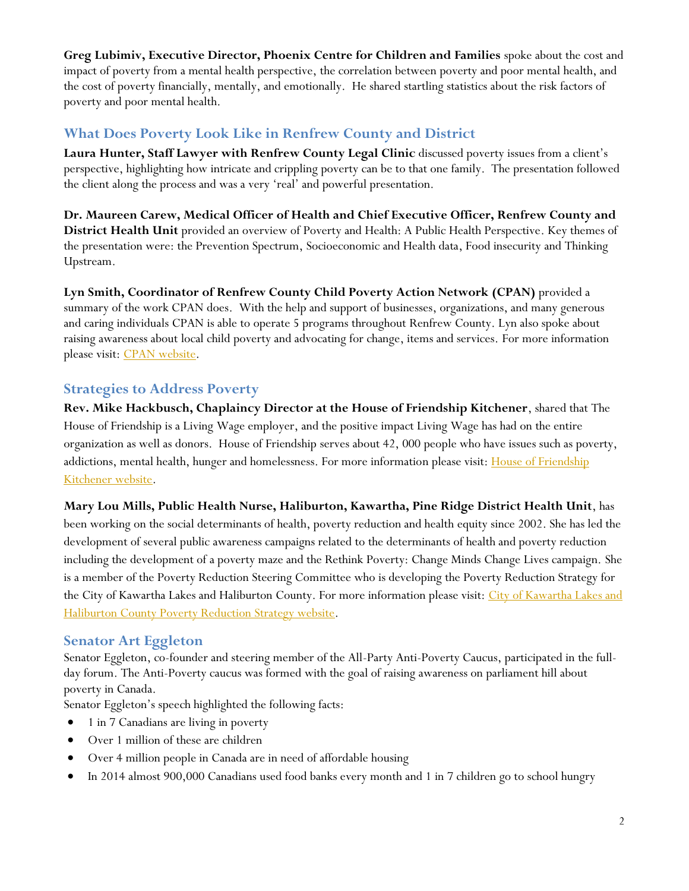**Greg Lubimiv, Executive Director, Phoenix Centre for Children and Families** spoke about the cost and impact of poverty from a mental health perspective, the correlation between poverty and poor mental health, and the cost of poverty financially, mentally, and emotionally. He shared startling statistics about the risk factors of poverty and poor mental health.

## What Does Poverty Look Like in Renfrew County and District

**Laura Hunter, Staff Lawyer with Renfrew County Legal Clinic** discussed poverty issues from a client's perspective, highlighting how intricate and crippling poverty can be to that one family. The presentation followed the client along the process and was a very 'real' and powerful presentation.

**Dr. Maureen Carew, Medical Officer of Health and Chief Executive Officer, Renfrew County and District Health Unit** provided an overview of Poverty and Health: A Public Health Perspective. Key themes of the presentation were: the Prevention Spectrum, Socioeconomic and Health data, Food insecurity and Thinking Upstream.

**Lyn Smith, Coordinator of Renfrew County Child Poverty Action Network (CPAN)** provided a summary of the work CPAN does. With the help and support of businesses, organizations, and many generous and caring individuals CPAN is able to operate 5 programs throughout Renfrew County. Lyn also spoke about raising awareness about local child poverty and advocating for change, items and services. For more information please visit: CPAN website.

## Strategies to Address Poverty

**Rev. Mike Hackbusch, Chaplaincy Director at the House of Friendship Kitchener**, shared that The House of Friendship is a Living Wage employer, and the positive impact Living Wage has had on the entire organization as well as donors. House of Friendship serves about 42, 000 people who have issues such as poverty, addictions, mental health, hunger and homelessness. For more information please visit: House of Friendship Kitchener website.

**Mary Lou Mills, Public Health Nurse, Haliburton, Kawartha, Pine Ridge District Health Unit**, has been working on the social determinants of health, poverty reduction and health equity since 2002. She has led the development of several public awareness campaigns related to the determinants of health and poverty reduction including the development of a poverty maze and the Rethink Poverty: Change Minds Change Lives campaign. She is a member of the Poverty Reduction Steering Committee who is developing the Poverty Reduction Strategy for the City of Kawartha Lakes and Haliburton County. For more information please visit: City of Kawartha Lakes and Haliburton County Poverty Reduction Strategy website.

## Senator Art Eggleton

Senator Eggleton, co-founder and steering member of the All-Party Anti-Poverty Caucus, participated in the full-day forum. The Anti-Poverty caucus was formed with the goal of raising awareness on parliament hill about poverty in Canada.

Senator Eggleton's speech highlighted the following facts:

- 1 in 7 Canadians are living in poverty
- Over 1 million of these are children
- Over 4 million people in Canada are in need of affordable housing
- In 2014 almost 900,000 Canadians used food banks every month and 1 in 7 children go to school hungry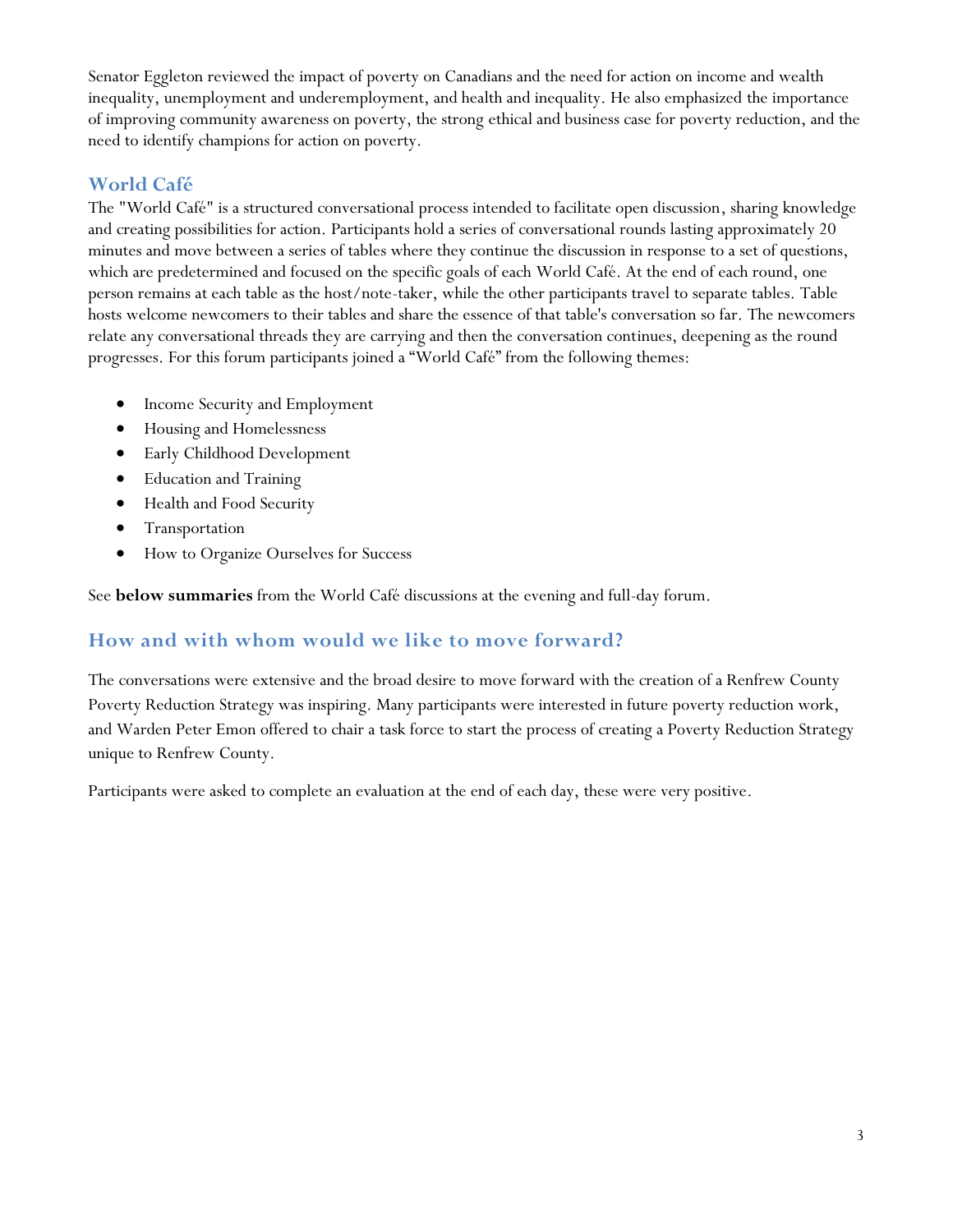Senator Eggleton reviewed the impact of poverty on Canadians and the need for action on income and wealth inequality, unemployment and underemployment, and health and inequality. He also emphasized the importance of improving community awareness on poverty, the strong ethical and business case for poverty reduction, and the need to identify champions for action on poverty.

## World Café

The "World Café" is a structured conversational process intended to facilitate open discussion, sharing knowledge and creating possibilities for action. Participants hold a series of conversational rounds lasting approximately 20 minutes and move between a series of tables where they continue the discussion in response to a set of questions, which are predetermined and focused on the specific goals of each World Café. At the end of each round, one person remains at each table as the host/note-taker, while the other participants travel to separate tables. Table hosts welcome newcomers to their tables and share the essence of that table's conversation so far. The newcomers relate any conversational threads they are carrying and then the conversation continues, deepening as the round progresses. For this forum participants joined a "World Café" from the following themes:

- Income Security and Employment
- Housing and Homelessness
- Early Childhood Development
- Education and Training
- Health and Food Security
- Transportation
- How to Organize Ourselves for Success

See **below summaries** from the World Café discussions at the evening and full-day forum.

## How and with whom would we like to move forward?

The conversations were extensive and the broad desire to move forward with the creation of a Renfrew County Poverty Reduction Strategy was inspiring. Many participants were interested in future poverty reduction work, and Warden Peter Emon offered to chair a task force to start the process of creating a Poverty Reduction Strategy unique to Renfrew County.

Participants were asked to complete an evaluation at the end of each day, these were very positive.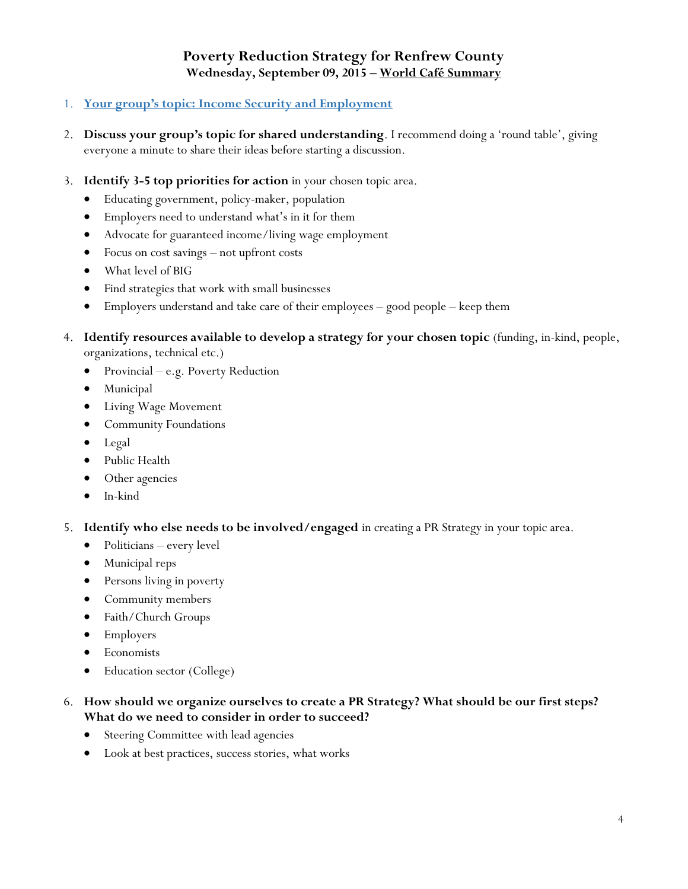# Poverty Reduction Strategy for Renfrew County

**Wednesday, September 09, 2015 – World Café Summary**

1. **Your group's topic: Income Security and Employment**

2. **Discuss your group's topic for shared understanding**. I recommend doing a 'round table', giving everyone a minute to share their ideas before starting a discussion.

3. **Identify 3-5 top priorities for action** in your chosen topic area.
   - Educating government, policy-maker, population
   - Employers need to understand what's in it for them
   - Advocate for guaranteed income/living wage employment
   - Focus on cost savings – not upfront costs
   - What level of BIG
   - Find strategies that work with small businesses
   - Employers understand and take care of their employees – good people – keep them

4. **Identify resources available to develop a strategy for your chosen topic** (funding, in-kind, people, organizations, technical etc.)
   - Provincial – e.g. Poverty Reduction
   - Municipal
   - Living Wage Movement
   - Community Foundations
   - Legal
   - Public Health
   - Other agencies
   - In-kind

5. **Identify who else needs to be involved/engaged** in creating a PR Strategy in your topic area.
   - Politicians – every level
   - Municipal reps
   - Persons living in poverty
   - Community members
   - Faith/Church Groups
   - Employers
   - Economists
   - Education sector (College)

6. **How should we organize ourselves to create a PR Strategy? What should be our first steps? What do we need to consider in order to succeed?**
   - Steering Committee with lead agencies
   - Look at best practices, success stories, what works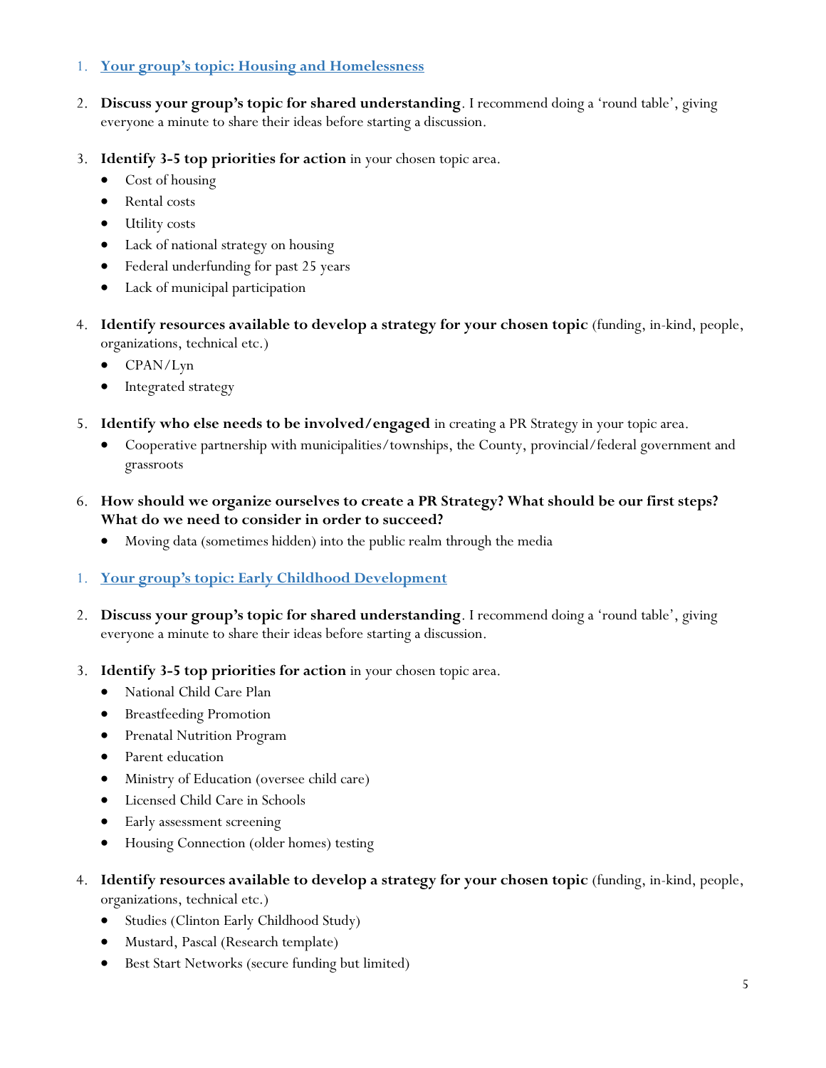1. [Your group's topic: Housing and Homelessness]()

2. **Discuss your group's topic for shared understanding**. I recommend doing a 'round table', giving everyone a minute to share their ideas before starting a discussion.

3. **Identify 3-5 top priorities for action** in your chosen topic area.
   - Cost of housing
   - Rental costs
   - Utility costs
   - Lack of national strategy on housing
   - Federal underfunding for past 25 years
   - Lack of municipal participation

4. **Identify resources available to develop a strategy for your chosen topic** (funding, in-kind, people, organizations, technical etc.)
   - CPAN/Lyn
   - Integrated strategy

5. **Identify who else needs to be involved/engaged** in creating a PR Strategy in your topic area.
   - Cooperative partnership with municipalities/townships, the County, provincial/federal government and grassroots

6. **How should we organize ourselves to create a PR Strategy? What should be our first steps? What do we need to consider in order to succeed?**
   - Moving data (sometimes hidden) into the public realm through the media

1. [Your group's topic: Early Childhood Development]()

2. **Discuss your group's topic for shared understanding**. I recommend doing a 'round table', giving everyone a minute to share their ideas before starting a discussion.

3. **Identify 3-5 top priorities for action** in your chosen topic area.
   - National Child Care Plan
   - Breastfeeding Promotion
   - Prenatal Nutrition Program
   - Parent education
   - Ministry of Education (oversee child care)
   - Licensed Child Care in Schools
   - Early assessment screening
   - Housing Connection (older homes) testing

4. **Identify resources available to develop a strategy for your chosen topic** (funding, in-kind, people, organizations, technical etc.)
   - Studies (Clinton Early Childhood Study)
   - Mustard, Pascal (Research template)
   - Best Start Networks (secure funding but limited)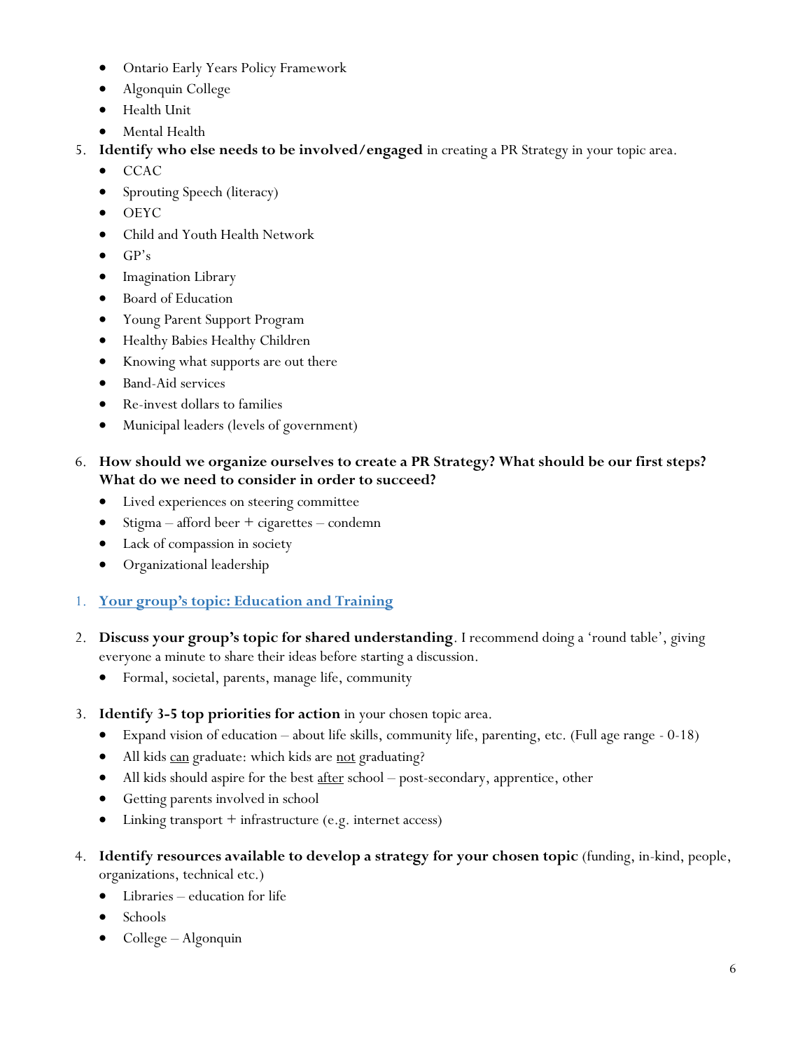- Ontario Early Years Policy Framework
- Algonquin College
- Health Unit
- Mental Health

5. **Identify who else needs to be involved/engaged** in creating a PR Strategy in your topic area.
   - CCAC
   - Sprouting Speech (literacy)
   - OEYC
   - Child and Youth Health Network
   - GP's
   - Imagination Library
   - Board of Education
   - Young Parent Support Program
   - Healthy Babies Healthy Children
   - Knowing what supports are out there
   - Band-Aid services
   - Re-invest dollars to families
   - Municipal leaders (levels of government)

6. **How should we organize ourselves to create a PR Strategy? What should be our first steps? What do we need to consider in order to succeed?**
   - Lived experiences on steering committee
   - Stigma – afford beer + cigarettes – condemn
   - Lack of compassion in society
   - Organizational leadership

1. **Your group's topic: Education and Training**

2. **Discuss your group's topic for shared understanding**. I recommend doing a 'round table', giving everyone a minute to share their ideas before starting a discussion.
   - Formal, societal, parents, manage life, community

3. **Identify 3-5 top priorities for action** in your chosen topic area.
   - Expand vision of education – about life skills, community life, parenting, etc. (Full age range - 0-18)
   - All kids <u>can</u> graduate: which kids are <u>not</u> graduating?
   - All kids should aspire for the best <u>after</u> school – post-secondary, apprentice, other
   - Getting parents involved in school
   - Linking transport + infrastructure (e.g. internet access)

4. **Identify resources available to develop a strategy for your chosen topic** (funding, in-kind, people, organizations, technical etc.)
   - Libraries – education for life
   - Schools
   - College – Algonquin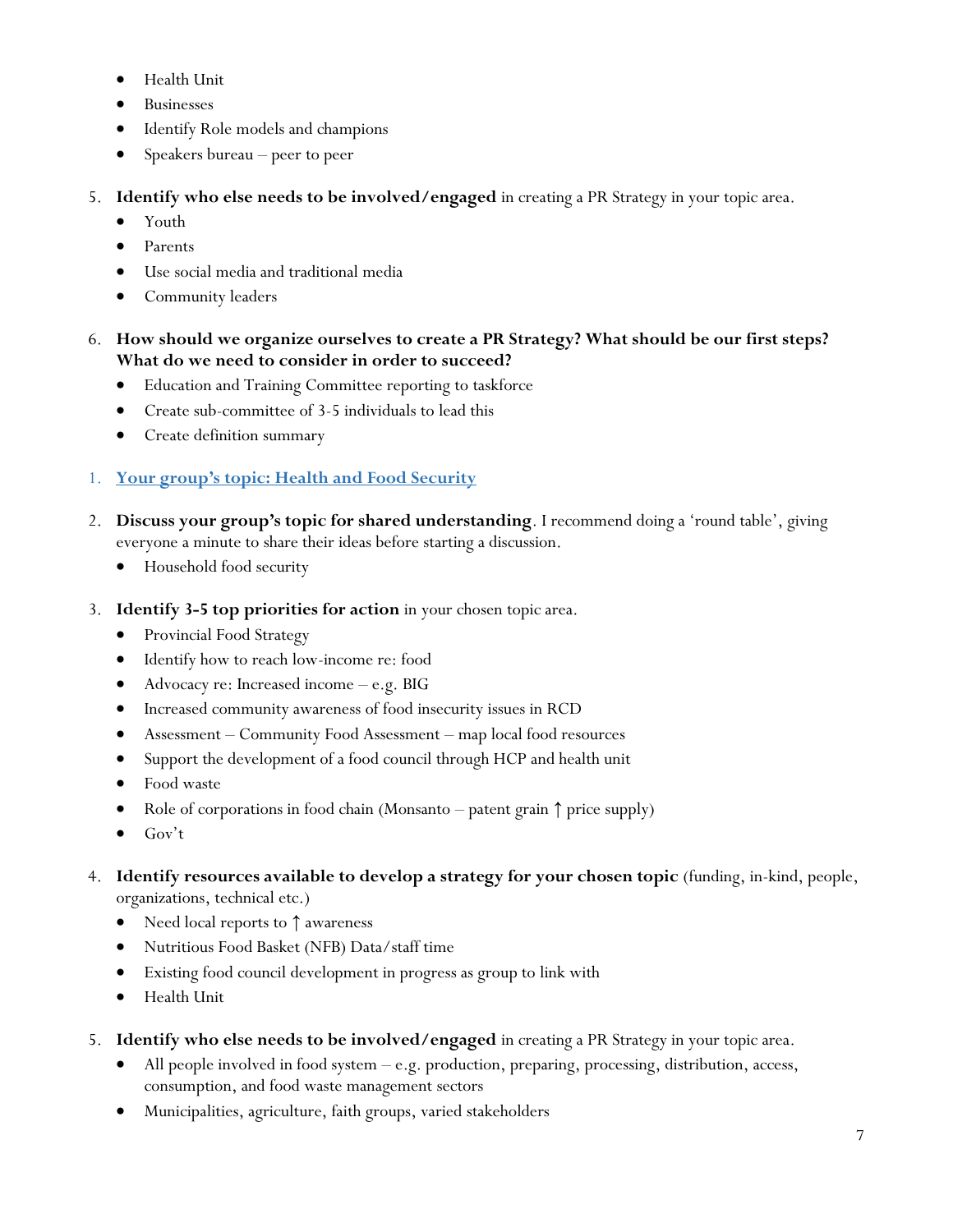- Health Unit
- Businesses
- Identify Role models and champions
- Speakers bureau – peer to peer

5. **Identify who else needs to be involved/engaged** in creating a PR Strategy in your topic area.
   - Youth
   - Parents
   - Use social media and traditional media
   - Community leaders

6. **How should we organize ourselves to create a PR Strategy? What should be our first steps? What do we need to consider in order to succeed?**
   - Education and Training Committee reporting to taskforce
   - Create sub-committee of 3-5 individuals to lead this
   - Create definition summary

1. **Your group's topic: Health and Food Security**

2. **Discuss your group's topic for shared understanding**. I recommend doing a 'round table', giving everyone a minute to share their ideas before starting a discussion.
   - Household food security

3. **Identify 3-5 top priorities for action** in your chosen topic area.
   - Provincial Food Strategy
   - Identify how to reach low-income re: food
   - Advocacy re: Increased income – e.g. BIG
   - Increased community awareness of food insecurity issues in RCD
   - Assessment – Community Food Assessment – map local food resources
   - Support the development of a food council through HCP and health unit
   - Food waste
   - Role of corporations in food chain (Monsanto – patent grain ↑ price supply)
   - Gov't

4. **Identify resources available to develop a strategy for your chosen topic** (funding, in-kind, people, organizations, technical etc.)
   - Need local reports to ↑ awareness
   - Nutritious Food Basket (NFB) Data/staff time
   - Existing food council development in progress as group to link with
   - Health Unit

5. **Identify who else needs to be involved/engaged** in creating a PR Strategy in your topic area.
   - All people involved in food system – e.g. production, preparing, processing, distribution, access, consumption, and food waste management sectors
   - Municipalities, agriculture, faith groups, varied stakeholders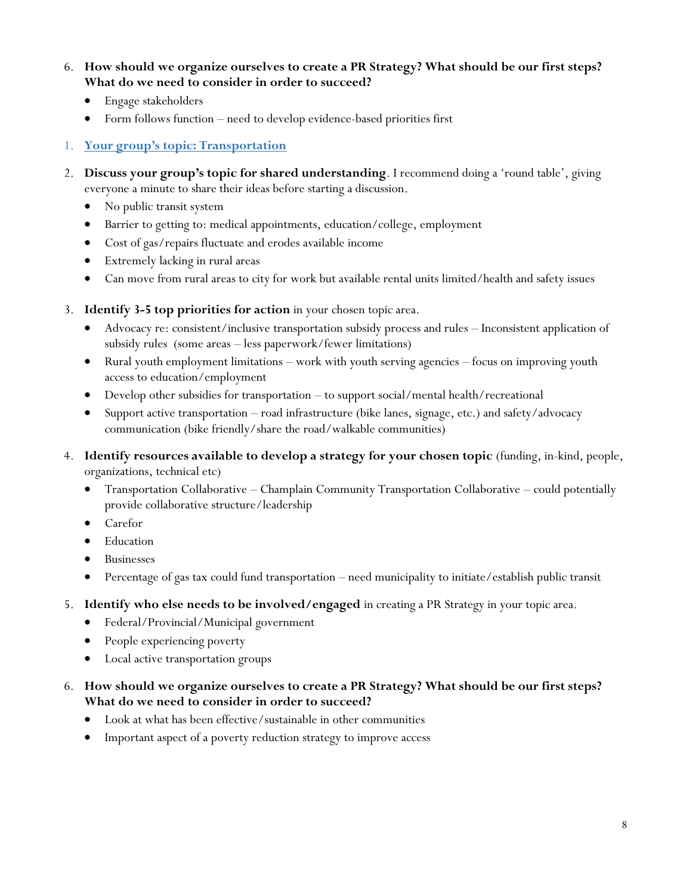6. **How should we organize ourselves to create a PR Strategy? What should be our first steps? What do we need to consider in order to succeed?**
   - Engage stakeholders
   - Form follows function – need to develop evidence-based priorities first

1. **Your group's topic: Transportation**

2. **Discuss your group's topic for shared understanding**. I recommend doing a 'round table', giving everyone a minute to share their ideas before starting a discussion.
   - No public transit system
   - Barrier to getting to: medical appointments, education/college, employment
   - Cost of gas/repairs fluctuate and erodes available income
   - Extremely lacking in rural areas
   - Can move from rural areas to city for work but available rental units limited/health and safety issues

3. **Identify 3-5 top priorities for action** in your chosen topic area.
   - Advocacy re: consistent/inclusive transportation subsidy process and rules – Inconsistent application of subsidy rules (some areas – less paperwork/fewer limitations)
   - Rural youth employment limitations – work with youth serving agencies – focus on improving youth access to education/employment
   - Develop other subsidies for transportation – to support social/mental health/recreational
   - Support active transportation – road infrastructure (bike lanes, signage, etc.) and safety/advocacy communication (bike friendly/share the road/walkable communities)

4. **Identify resources available to develop a strategy for your chosen topic** (funding, in-kind, people, organizations, technical etc)
   - Transportation Collaborative – Champlain Community Transportation Collaborative – could potentially provide collaborative structure/leadership
   - Carefor
   - Education
   - Businesses
   - Percentage of gas tax could fund transportation – need municipality to initiate/establish public transit

5. **Identify who else needs to be involved/engaged** in creating a PR Strategy in your topic area.
   - Federal/Provincial/Municipal government
   - People experiencing poverty
   - Local active transportation groups

6. **How should we organize ourselves to create a PR Strategy? What should be our first steps? What do we need to consider in order to succeed?**
   - Look at what has been effective/sustainable in other communities
   - Important aspect of a poverty reduction strategy to improve access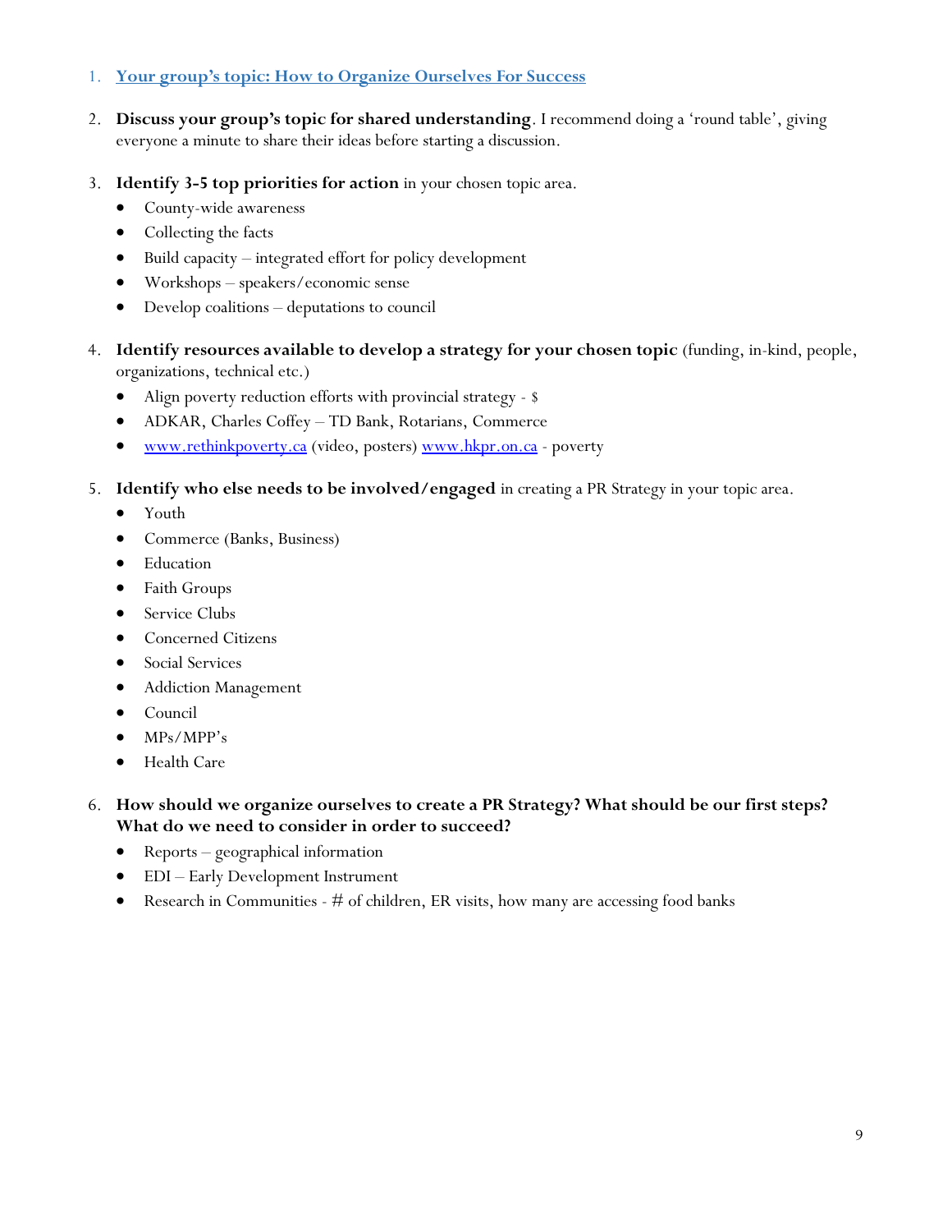1. **Your group's topic: How to Organize Ourselves For Success**

2. **Discuss your group's topic for shared understanding**. I recommend doing a 'round table', giving everyone a minute to share their ideas before starting a discussion.

3. **Identify 3-5 top priorities for action** in your chosen topic area.
   - County-wide awareness
   - Collecting the facts
   - Build capacity – integrated effort for policy development
   - Workshops – speakers/economic sense
   - Develop coalitions – deputations to council

4. **Identify resources available to develop a strategy for your chosen topic** (funding, in-kind, people, organizations, technical etc.)
   - Align poverty reduction efforts with provincial strategy - $
   - ADKAR, Charles Coffey – TD Bank, Rotarians, Commerce
   - www.rethinkpoverty.ca (video, posters) www.hkpr.on.ca - poverty

5. **Identify who else needs to be involved/engaged** in creating a PR Strategy in your topic area.
   - Youth
   - Commerce (Banks, Business)
   - Education
   - Faith Groups
   - Service Clubs
   - Concerned Citizens
   - Social Services
   - Addiction Management
   - Council
   - MPs/MPP's
   - Health Care

6. **How should we organize ourselves to create a PR Strategy? What should be our first steps? What do we need to consider in order to succeed?**
   - Reports – geographical information
   - EDI – Early Development Instrument
   - Research in Communities - # of children, ER visits, how many are accessing food banks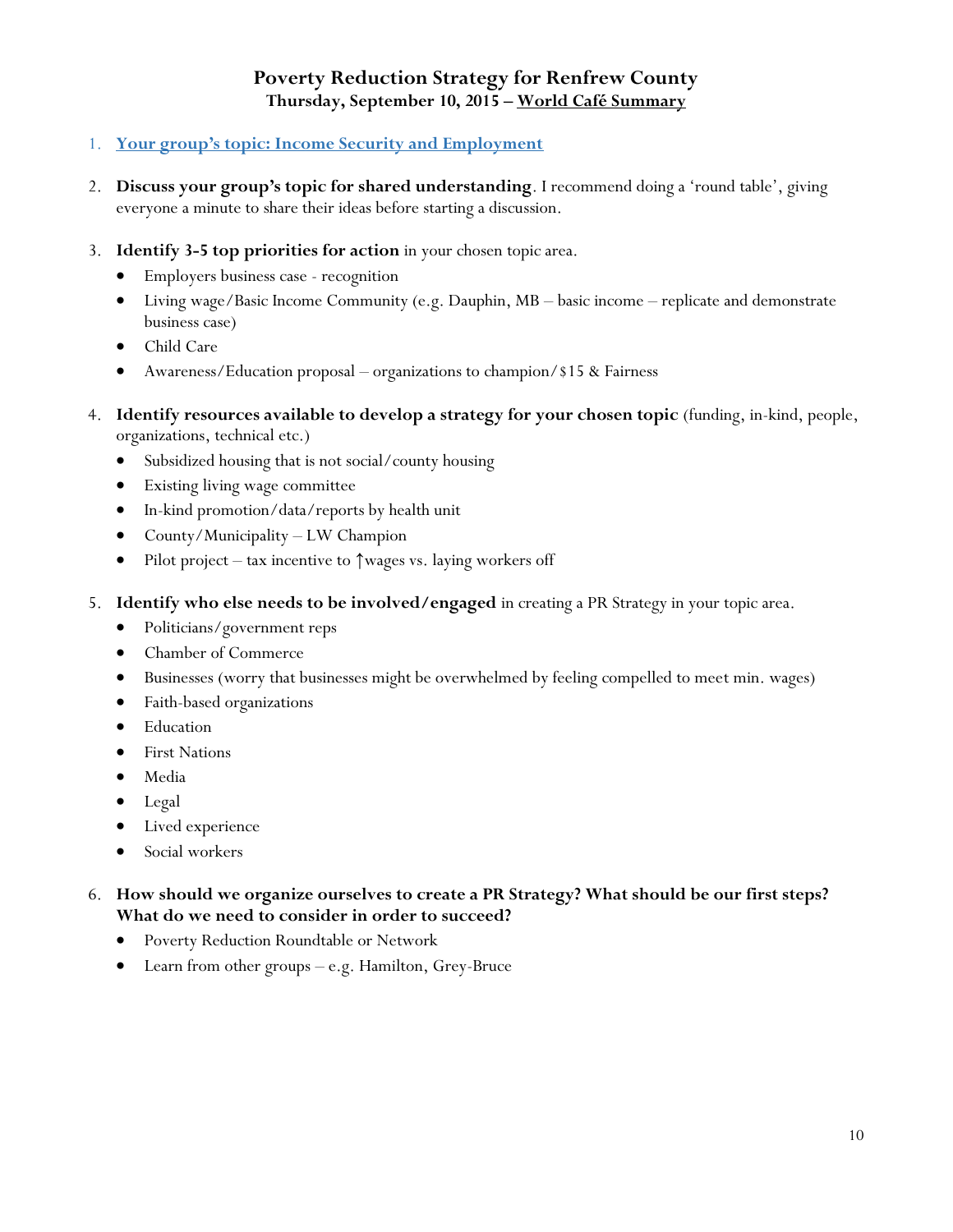# Poverty Reduction Strategy for Renfrew County

### Thursday, September 10, 2015 – World Café Summary

1. **Your group's topic: Income Security and Employment**

2. **Discuss your group's topic for shared understanding**. I recommend doing a 'round table', giving everyone a minute to share their ideas before starting a discussion.

3. **Identify 3-5 top priorities for action** in your chosen topic area.
   - Employers business case - recognition
   - Living wage/Basic Income Community (e.g. Dauphin, MB – basic income – replicate and demonstrate business case)
   - Child Care
   - Awareness/Education proposal – organizations to champion/$15 & Fairness

4. **Identify resources available to develop a strategy for your chosen topic** (funding, in-kind, people, organizations, technical etc.)
   - Subsidized housing that is not social/county housing
   - Existing living wage committee
   - In-kind promotion/data/reports by health unit
   - County/Municipality – LW Champion
   - Pilot project – tax incentive to ↑wages vs. laying workers off

5. **Identify who else needs to be involved/engaged** in creating a PR Strategy in your topic area.
   - Politicians/government reps
   - Chamber of Commerce
   - Businesses (worry that businesses might be overwhelmed by feeling compelled to meet min. wages)
   - Faith-based organizations
   - Education
   - First Nations
   - Media
   - Legal
   - Lived experience
   - Social workers

6. **How should we organize ourselves to create a PR Strategy? What should be our first steps? What do we need to consider in order to succeed?**
   - Poverty Reduction Roundtable or Network
   - Learn from other groups – e.g. Hamilton, Grey-Bruce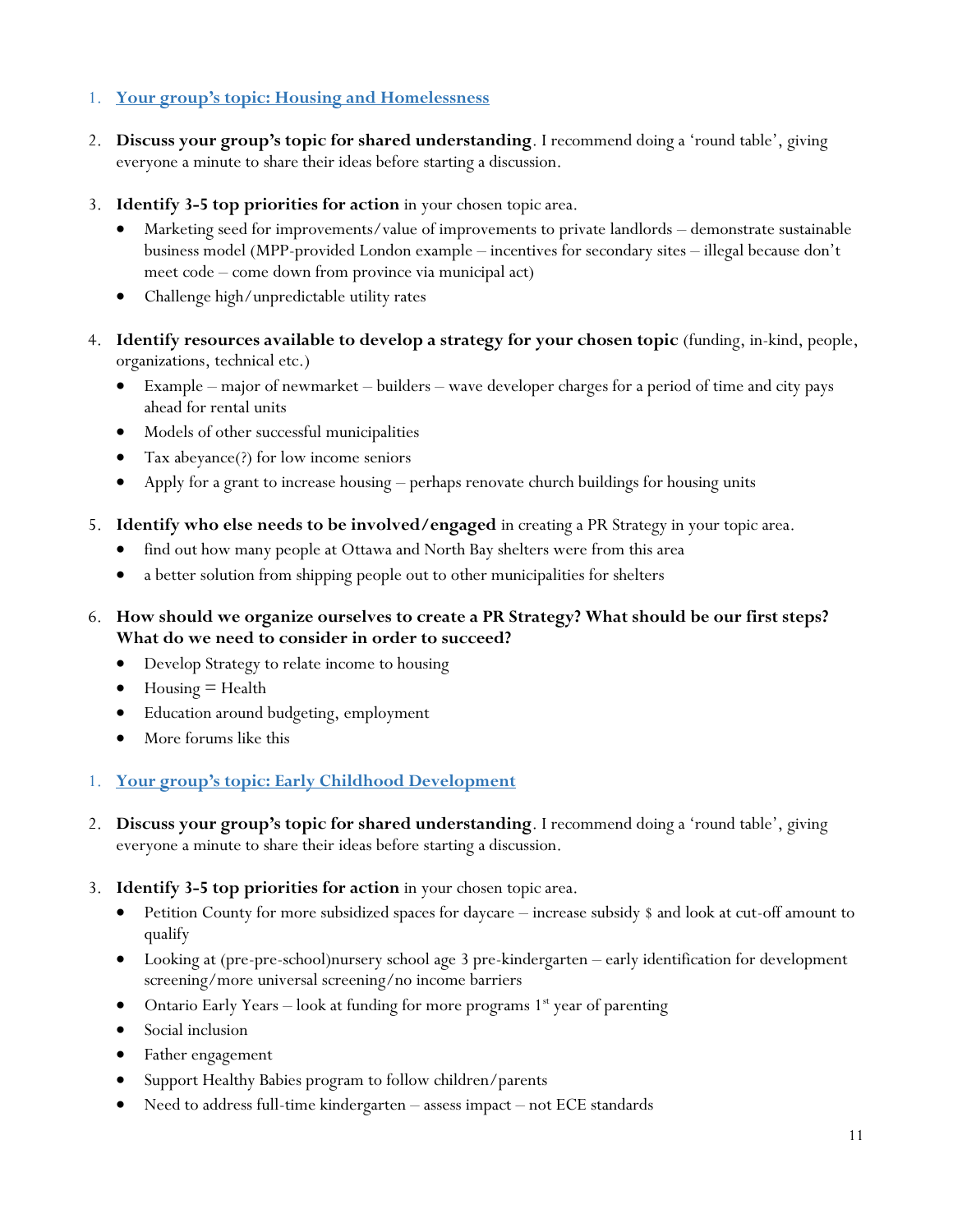1. [**Your group's topic: Housing and Homelessness**]

2. **Discuss your group's topic for shared understanding**. I recommend doing a 'round table', giving everyone a minute to share their ideas before starting a discussion.

3. **Identify 3-5 top priorities for action** in your chosen topic area.
   - Marketing seed for improvements/value of improvements to private landlords – demonstrate sustainable business model (MPP-provided London example – incentives for secondary sites – illegal because don't meet code – come down from province via municipal act)
   - Challenge high/unpredictable utility rates

4. **Identify resources available to develop a strategy for your chosen topic** (funding, in-kind, people, organizations, technical etc.)
   - Example – major of newmarket – builders – wave developer charges for a period of time and city pays ahead for rental units
   - Models of other successful municipalities
   - Tax abeyance(?) for low income seniors
   - Apply for a grant to increase housing – perhaps renovate church buildings for housing units

5. **Identify who else needs to be involved/engaged** in creating a PR Strategy in your topic area.
   - find out how many people at Ottawa and North Bay shelters were from this area
   - a better solution from shipping people out to other municipalities for shelters

6. **How should we organize ourselves to create a PR Strategy? What should be our first steps? What do we need to consider in order to succeed?**
   - Develop Strategy to relate income to housing
   - Housing = Health
   - Education around budgeting, employment
   - More forums like this

1. [**Your group's topic: Early Childhood Development**]

2. **Discuss your group's topic for shared understanding**. I recommend doing a 'round table', giving everyone a minute to share their ideas before starting a discussion.

3. **Identify 3-5 top priorities for action** in your chosen topic area.
   - Petition County for more subsidized spaces for daycare – increase subsidy $ and look at cut-off amount to qualify
   - Looking at (pre-pre-school)nursery school age 3 pre-kindergarten – early identification for development screening/more universal screening/no income barriers
   - Ontario Early Years – look at funding for more programs 1st year of parenting
   - Social inclusion
   - Father engagement
   - Support Healthy Babies program to follow children/parents
   - Need to address full-time kindergarten – assess impact – not ECE standards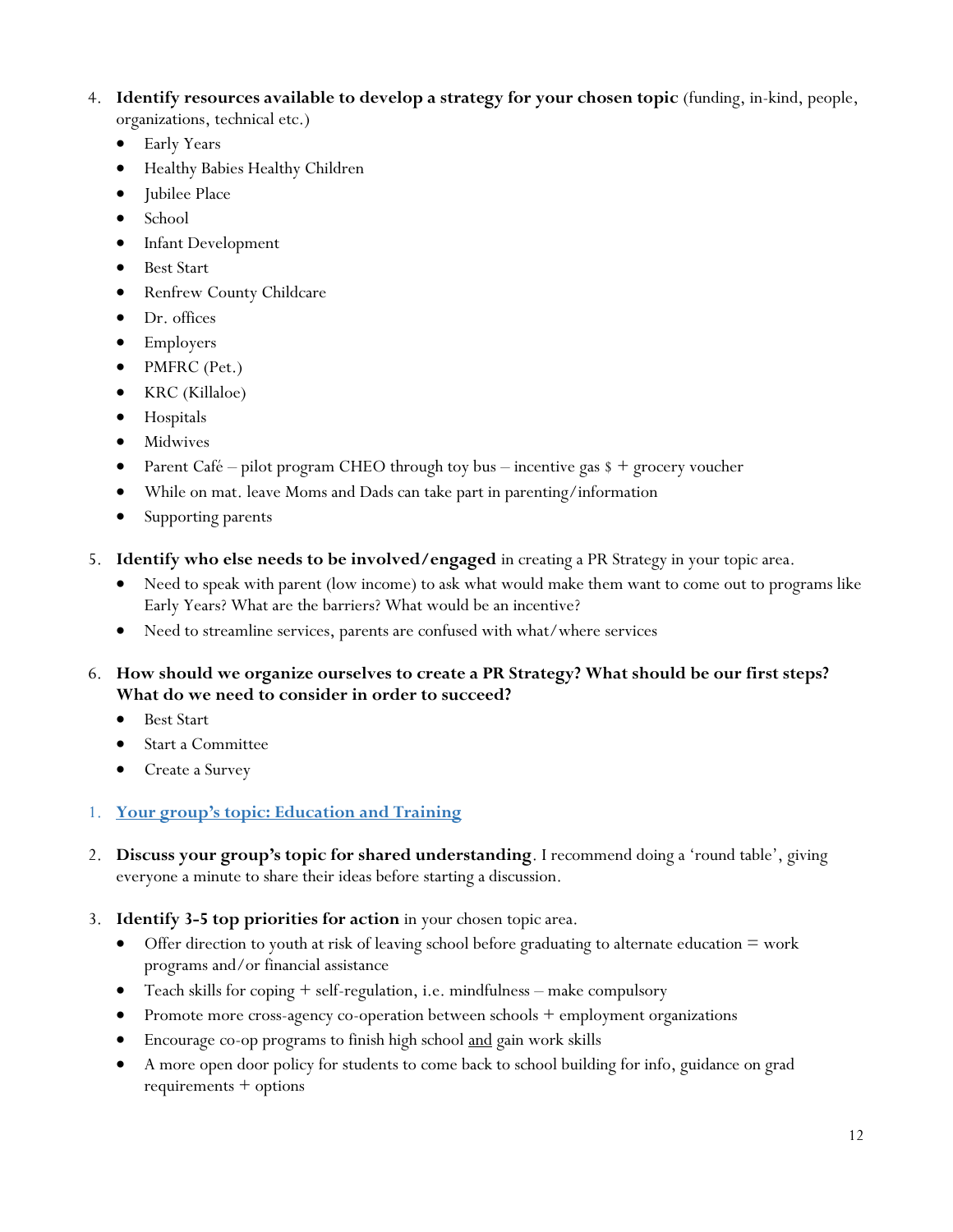4. **Identify resources available to develop a strategy for your chosen topic** (funding, in-kind, people, organizations, technical etc.)
   - Early Years
   - Healthy Babies Healthy Children
   - Jubilee Place
   - School
   - Infant Development
   - Best Start
   - Renfrew County Childcare
   - Dr. offices
   - Employers
   - PMFRC (Pet.)
   - KRC (Killaloe)
   - Hospitals
   - Midwives
   - Parent Café – pilot program CHEO through toy bus – incentive gas $ + grocery voucher
   - While on mat. leave Moms and Dads can take part in parenting/information
   - Supporting parents

5. **Identify who else needs to be involved/engaged** in creating a PR Strategy in your topic area.
   - Need to speak with parent (low income) to ask what would make them want to come out to programs like Early Years? What are the barriers? What would be an incentive?
   - Need to streamline services, parents are confused with what/where services

6. **How should we organize ourselves to create a PR Strategy? What should be our first steps? What do we need to consider in order to succeed?**
   - Best Start
   - Start a Committee
   - Create a Survey

1. **<u>Your group's topic: Education and Training</u>**

2. **Discuss your group's topic for shared understanding**. I recommend doing a 'round table', giving everyone a minute to share their ideas before starting a discussion.

3. **Identify 3-5 top priorities for action** in your chosen topic area.
   - Offer direction to youth at risk of leaving school before graduating to alternate education = work programs and/or financial assistance
   - Teach skills for coping + self-regulation, i.e. mindfulness – make compulsory
   - Promote more cross-agency co-operation between schools + employment organizations
   - Encourage co-op programs to finish high school <u>and</u> gain work skills
   - A more open door policy for students to come back to school building for info, guidance on grad requirements + options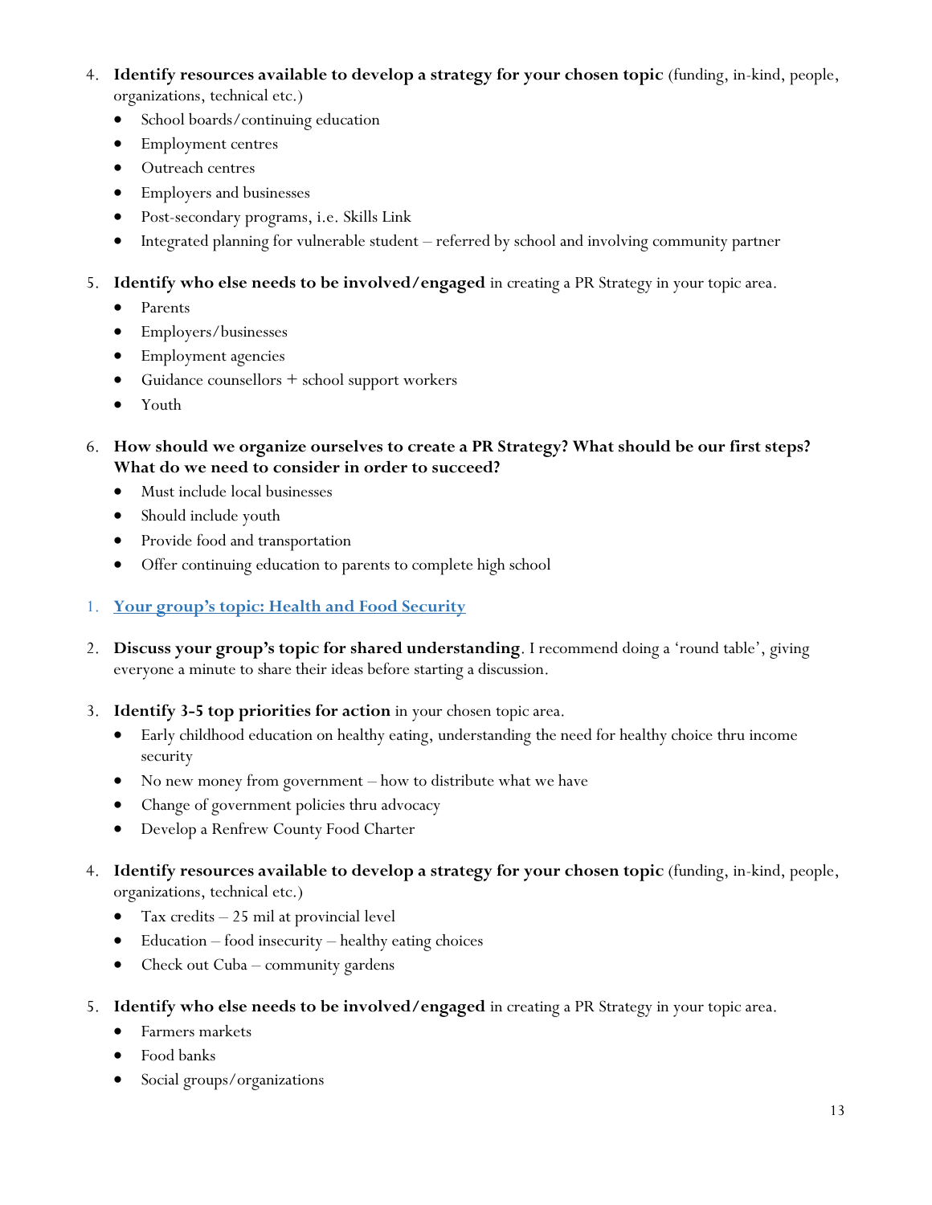4. **Identify resources available to develop a strategy for your chosen topic** (funding, in-kind, people, organizations, technical etc.)
   - School boards/continuing education
   - Employment centres
   - Outreach centres
   - Employers and businesses
   - Post-secondary programs, i.e. Skills Link
   - Integrated planning for vulnerable student – referred by school and involving community partner

5. **Identify who else needs to be involved/engaged** in creating a PR Strategy in your topic area.
   - Parents
   - Employers/businesses
   - Employment agencies
   - Guidance counsellors + school support workers
   - Youth

6. **How should we organize ourselves to create a PR Strategy? What should be our first steps? What do we need to consider in order to succeed?**
   - Must include local businesses
   - Should include youth
   - Provide food and transportation
   - Offer continuing education to parents to complete high school

1. **Your group's topic: Health and Food Security**

2. **Discuss your group's topic for shared understanding**. I recommend doing a 'round table', giving everyone a minute to share their ideas before starting a discussion.

3. **Identify 3-5 top priorities for action** in your chosen topic area.
   - Early childhood education on healthy eating, understanding the need for healthy choice thru income security
   - No new money from government – how to distribute what we have
   - Change of government policies thru advocacy
   - Develop a Renfrew County Food Charter

4. **Identify resources available to develop a strategy for your chosen topic** (funding, in-kind, people, organizations, technical etc.)
   - Tax credits – 25 mil at provincial level
   - Education – food insecurity – healthy eating choices
   - Check out Cuba – community gardens

5. **Identify who else needs to be involved/engaged** in creating a PR Strategy in your topic area.
   - Farmers markets
   - Food banks
   - Social groups/organizations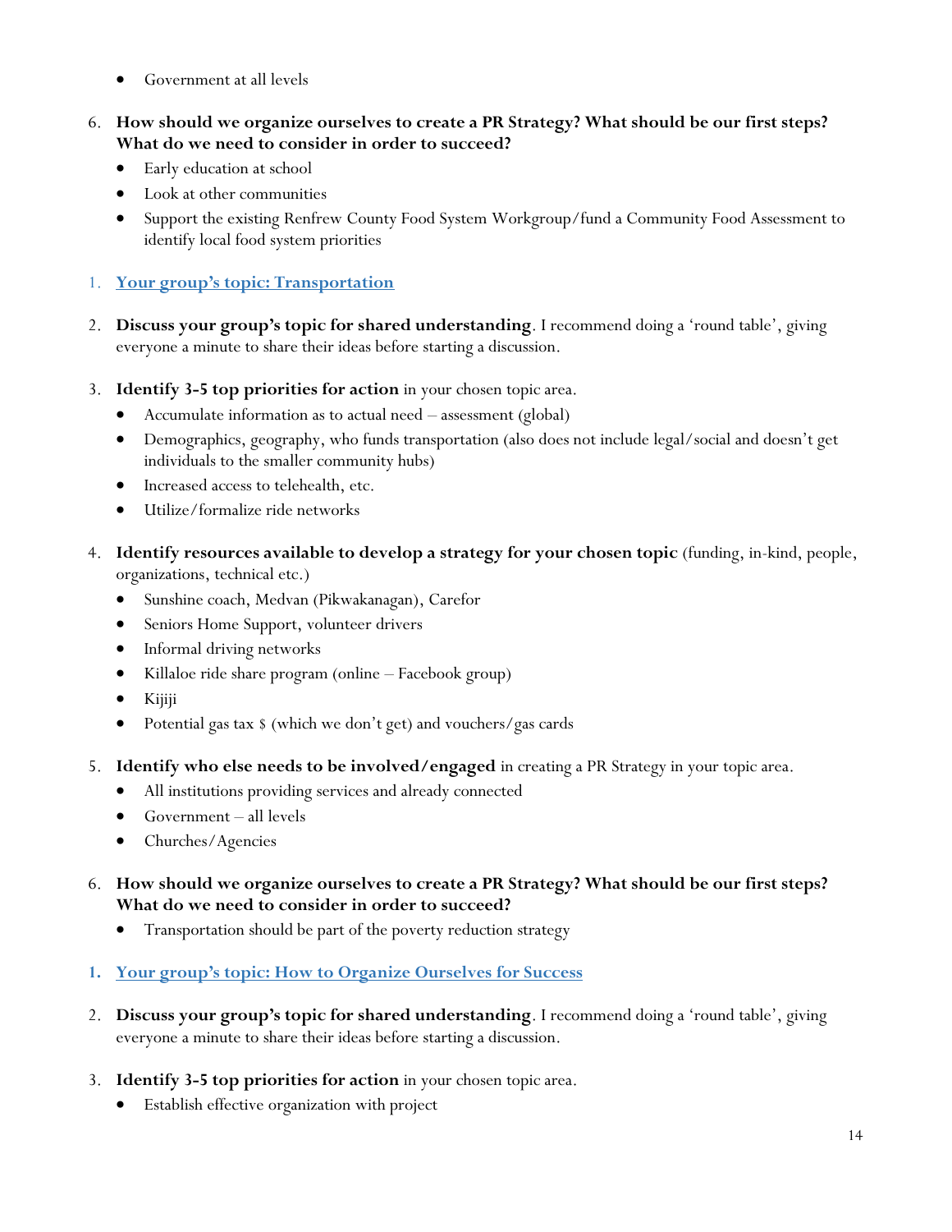- Government at all levels

6. **How should we organize ourselves to create a PR Strategy? What should be our first steps? What do we need to consider in order to succeed?**
   - Early education at school
   - Look at other communities
   - Support the existing Renfrew County Food System Workgroup/fund a Community Food Assessment to identify local food system priorities

1. **Your group's topic: Transportation**

2. **Discuss your group's topic for shared understanding**. I recommend doing a 'round table', giving everyone a minute to share their ideas before starting a discussion.

3. **Identify 3-5 top priorities for action** in your chosen topic area.
   - Accumulate information as to actual need – assessment (global)
   - Demographics, geography, who funds transportation (also does not include legal/social and doesn't get individuals to the smaller community hubs)
   - Increased access to telehealth, etc.
   - Utilize/formalize ride networks

4. **Identify resources available to develop a strategy for your chosen topic** (funding, in-kind, people, organizations, technical etc.)
   - Sunshine coach, Medvan (Pikwakanagan), Carefor
   - Seniors Home Support, volunteer drivers
   - Informal driving networks
   - Killaloe ride share program (online – Facebook group)
   - Kijiji
   - Potential gas tax $ (which we don't get) and vouchers/gas cards

5. **Identify who else needs to be involved/engaged** in creating a PR Strategy in your topic area.
   - All institutions providing services and already connected
   - Government – all levels
   - Churches/Agencies

6. **How should we organize ourselves to create a PR Strategy? What should be our first steps? What do we need to consider in order to succeed?**
   - Transportation should be part of the poverty reduction strategy

1. **Your group's topic: How to Organize Ourselves for Success**

2. **Discuss your group's topic for shared understanding**. I recommend doing a 'round table', giving everyone a minute to share their ideas before starting a discussion.

3. **Identify 3-5 top priorities for action** in your chosen topic area.
   - Establish effective organization with project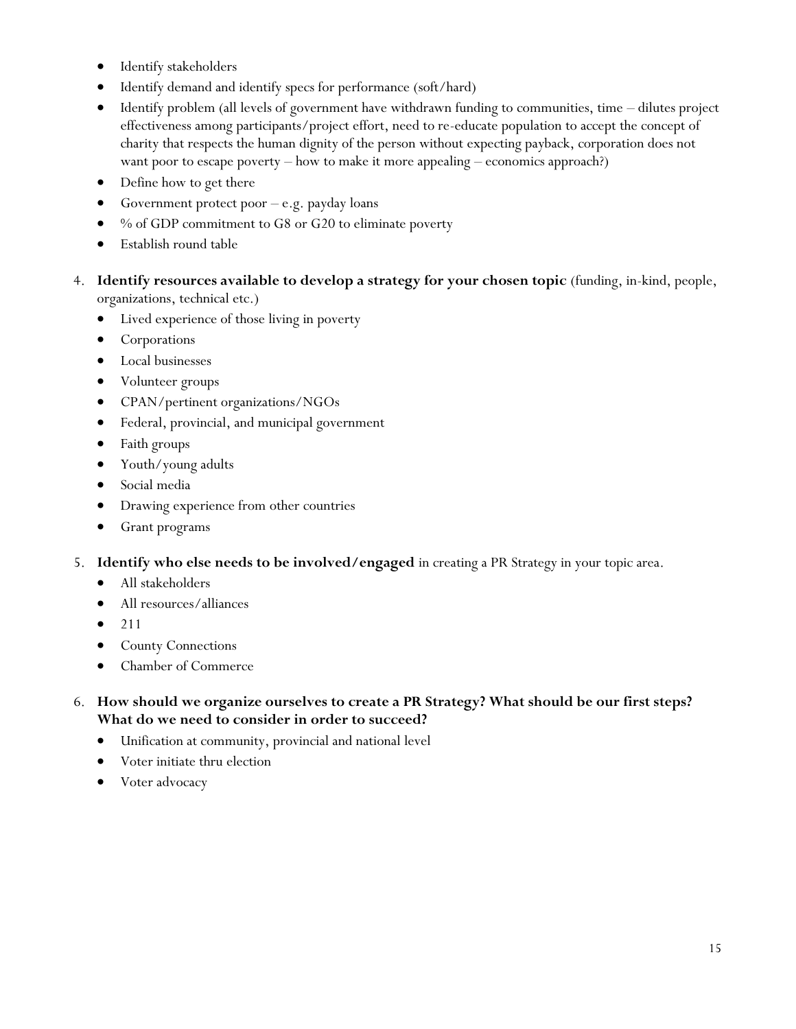- Identify stakeholders
- Identify demand and identify specs for performance (soft/hard)
- Identify problem (all levels of government have withdrawn funding to communities, time – dilutes project effectiveness among participants/project effort, need to re-educate population to accept the concept of charity that respects the human dignity of the person without expecting payback, corporation does not want poor to escape poverty – how to make it more appealing – economics approach?)
- Define how to get there
- Government protect poor – e.g. payday loans
- % of GDP commitment to G8 or G20 to eliminate poverty
- Establish round table

4. **Identify resources available to develop a strategy for your chosen topic** (funding, in-kind, people, organizations, technical etc.)
   - Lived experience of those living in poverty
   - Corporations
   - Local businesses
   - Volunteer groups
   - CPAN/pertinent organizations/NGOs
   - Federal, provincial, and municipal government
   - Faith groups
   - Youth/young adults
   - Social media
   - Drawing experience from other countries
   - Grant programs

5. **Identify who else needs to be involved/engaged** in creating a PR Strategy in your topic area.
   - All stakeholders
   - All resources/alliances
   - 211
   - County Connections
   - Chamber of Commerce

6. **How should we organize ourselves to create a PR Strategy? What should be our first steps? What do we need to consider in order to succeed?**
   - Unification at community, provincial and national level
   - Voter initiate thru election
   - Voter advocacy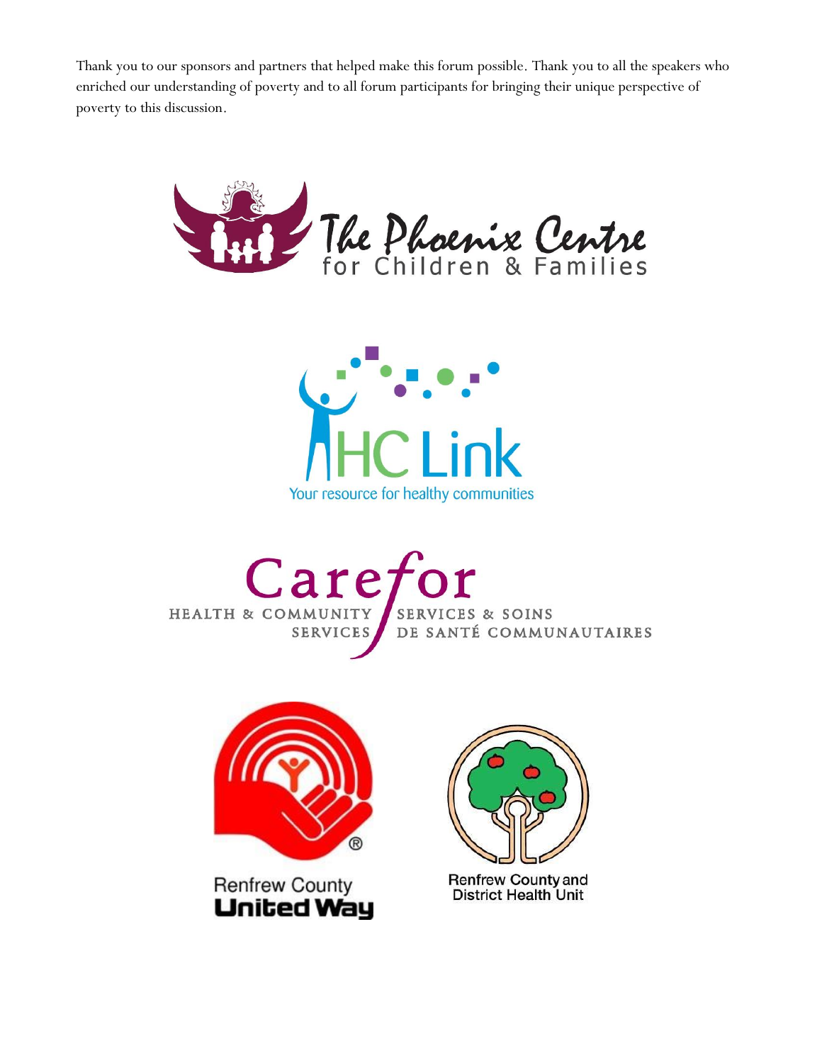Thank you to our sponsors and partners that helped make this forum possible. Thank you to all the speakers who enriched our understanding of poverty and to all forum participants for bringing their unique perspective of poverty to this discussion.

The Phoenix Centre for Children & Families

HC Link
Your resource for healthy communities

Carefor
HEALTH & COMMUNITY SERVICES
SERVICES & SOINS DE SANTÉ COMMUNAUTAIRES

Renfrew County United Way

Renfrew County and District Health Unit